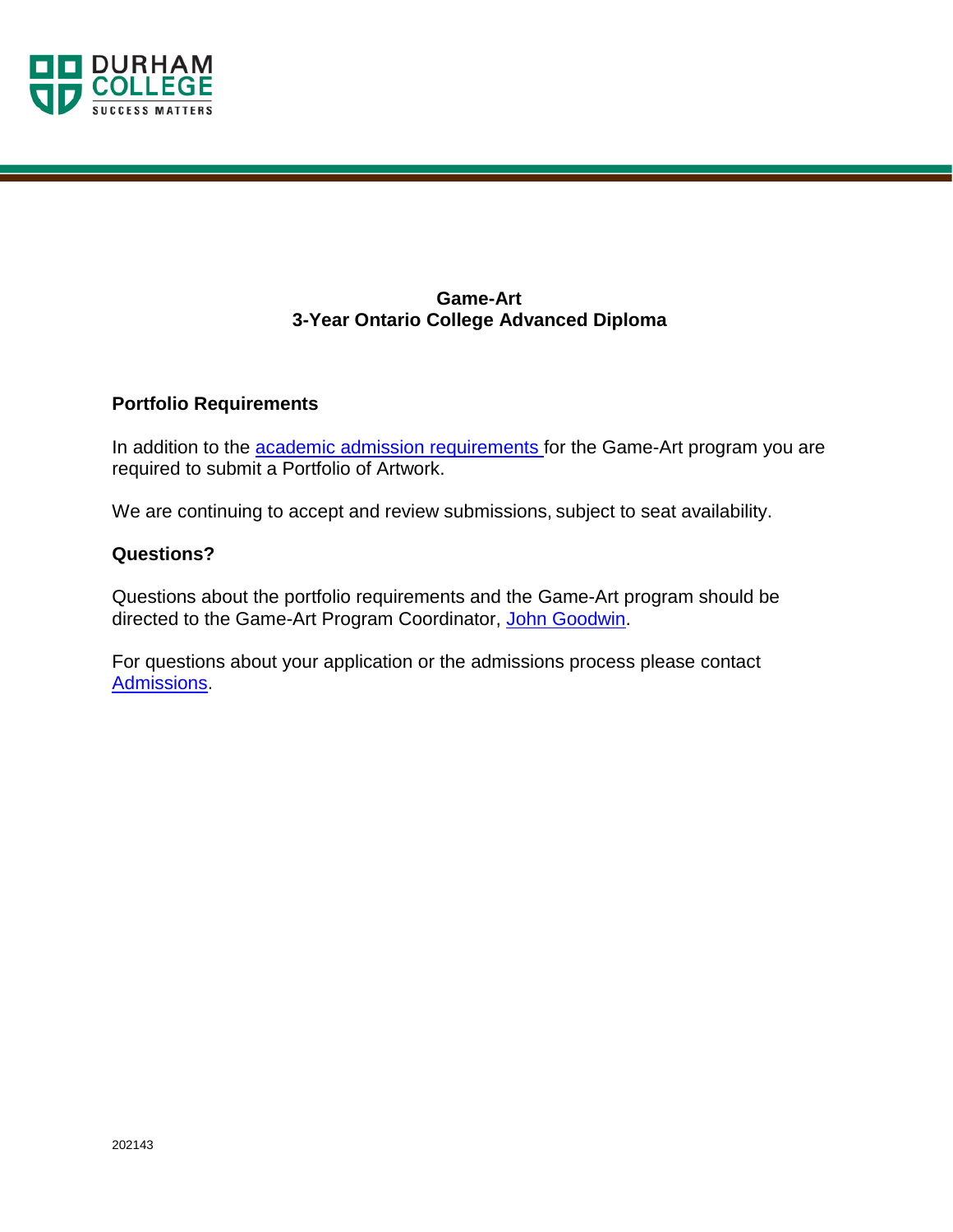# Game-Art
## 3-Year Ontario College Advanced Diploma

### Portfolio Requirements

In addition to the academic admission requirements for the Game-Art program you are required to submit a Portfolio of Artwork.

We are continuing to accept and review submissions, subject to seat availability.

### Questions?

Questions about the portfolio requirements and the Game-Art program should be directed to the Game-Art Program Coordinator, John Goodwin.

For questions about your application or the admissions process please contact Admissions.

202143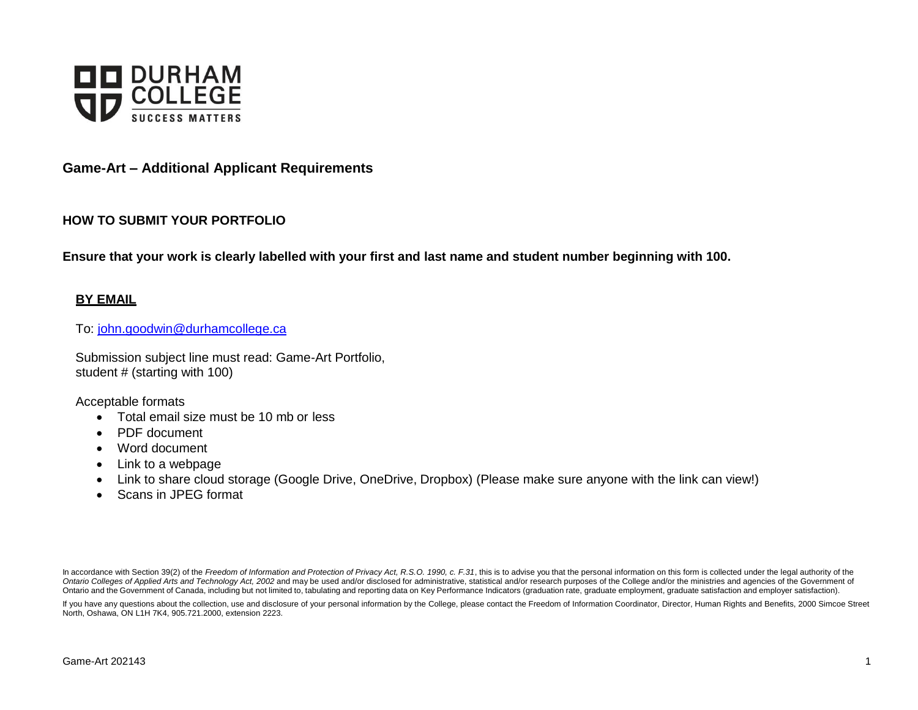# Game-Art – Additional Applicant Requirements

## HOW TO SUBMIT YOUR PORTFOLIO

**Ensure that your work is clearly labelled with your first and last name and student number beginning with 100.**

### BY EMAIL

To: john.goodwin@durhamcollege.ca

Submission subject line must read: Game-Art Portfolio,
student # (starting with 100)

Acceptable formats

- Total email size must be 10 mb or less
- PDF document
- Word document
- Link to a webpage
- Link to share cloud storage (Google Drive, OneDrive, Dropbox) (Please make sure anyone with the link can view!)
- Scans in JPEG format

In accordance with Section 39(2) of the *Freedom of Information and Protection of Privacy Act, R.S.O. 1990, c. F.31*, this is to advise you that the personal information on this form is collected under the legal authority of the *Ontario Colleges of Applied Arts and Technology Act, 2002* and may be used and/or disclosed for administrative, statistical and/or research purposes of the College and/or the ministries and agencies of the Government of Ontario and the Government of Canada, including but not limited to, tabulating and reporting data on Key Performance Indicators (graduation rate, graduate employment, graduate satisfaction and employer satisfaction).

If you have any questions about the collection, use and disclosure of your personal information by the College, please contact the Freedom of Information Coordinator, Director, Human Rights and Benefits, 2000 Simcoe Street North, Oshawa, ON L1H 7K4, 905.721.2000, extension 2223.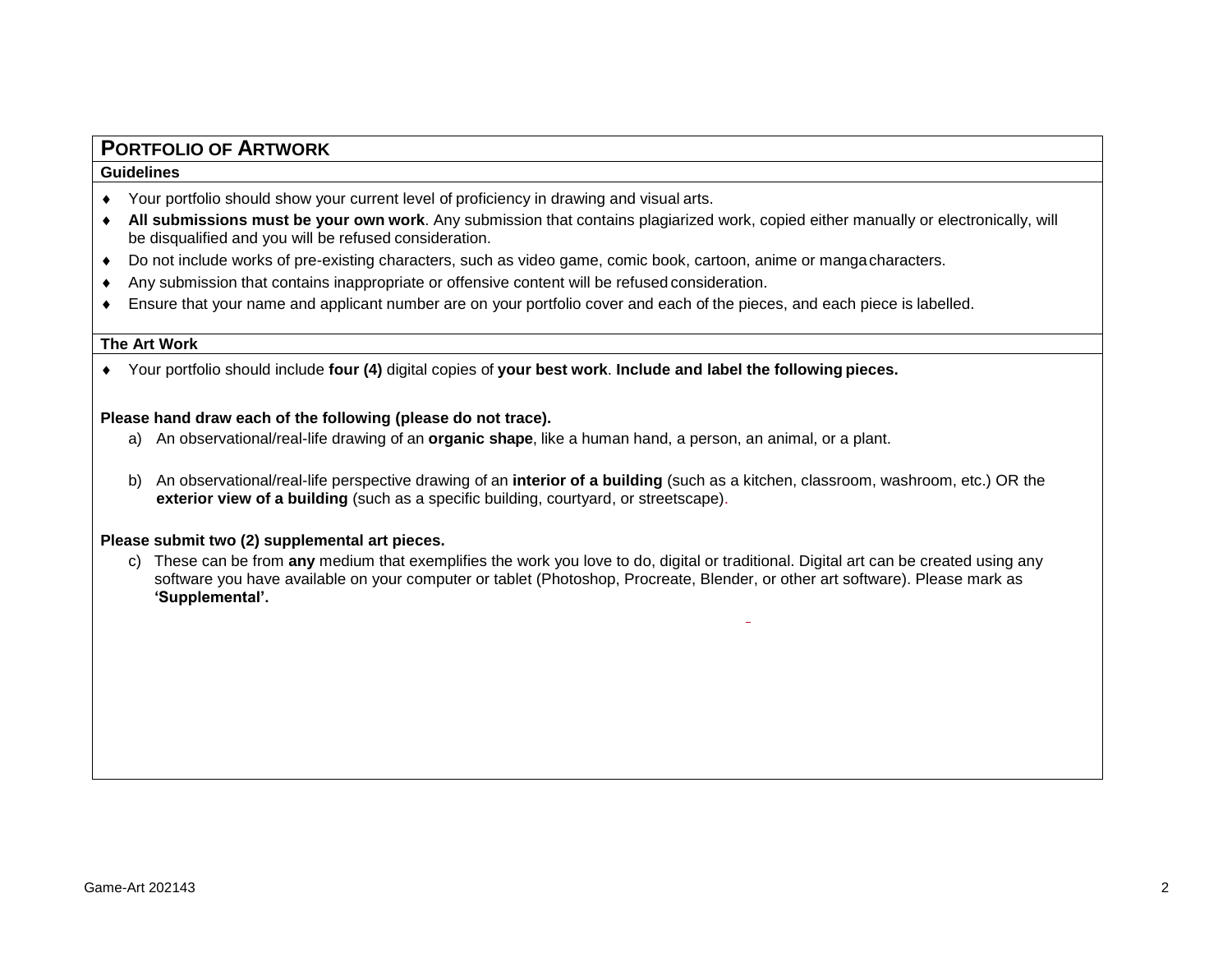## PORTFOLIO OF ARTWORK

### Guidelines

- Your portfolio should show your current level of proficiency in drawing and visual arts.
- **All submissions must be your own work**. Any submission that contains plagiarized work, copied either manually or electronically, will be disqualified and you will be refused consideration.
- Do not include works of pre-existing characters, such as video game, comic book, cartoon, anime or manga characters.
- Any submission that contains inappropriate or offensive content will be refused consideration.
- Ensure that your name and applicant number are on your portfolio cover and each of the pieces, and each piece is labelled.

### The Art Work

- Your portfolio should include **four (4)** digital copies of **your best work**. **Include and label the following pieces.**

**Please hand draw each of the following (please do not trace).**

a) An observational/real-life drawing of an **organic shape**, like a human hand, a person, an animal, or a plant.

b) An observational/real-life perspective drawing of an **interior of a building** (such as a kitchen, classroom, washroom, etc.) OR the **exterior view of a building** (such as a specific building, courtyard, or streetscape).

**Please submit two (2) supplemental art pieces.**

c) These can be from **any** medium that exemplifies the work you love to do, digital or traditional. Digital art can be created using any software you have available on your computer or tablet (Photoshop, Procreate, Blender, or other art software). Please mark as **'Supplemental'.**